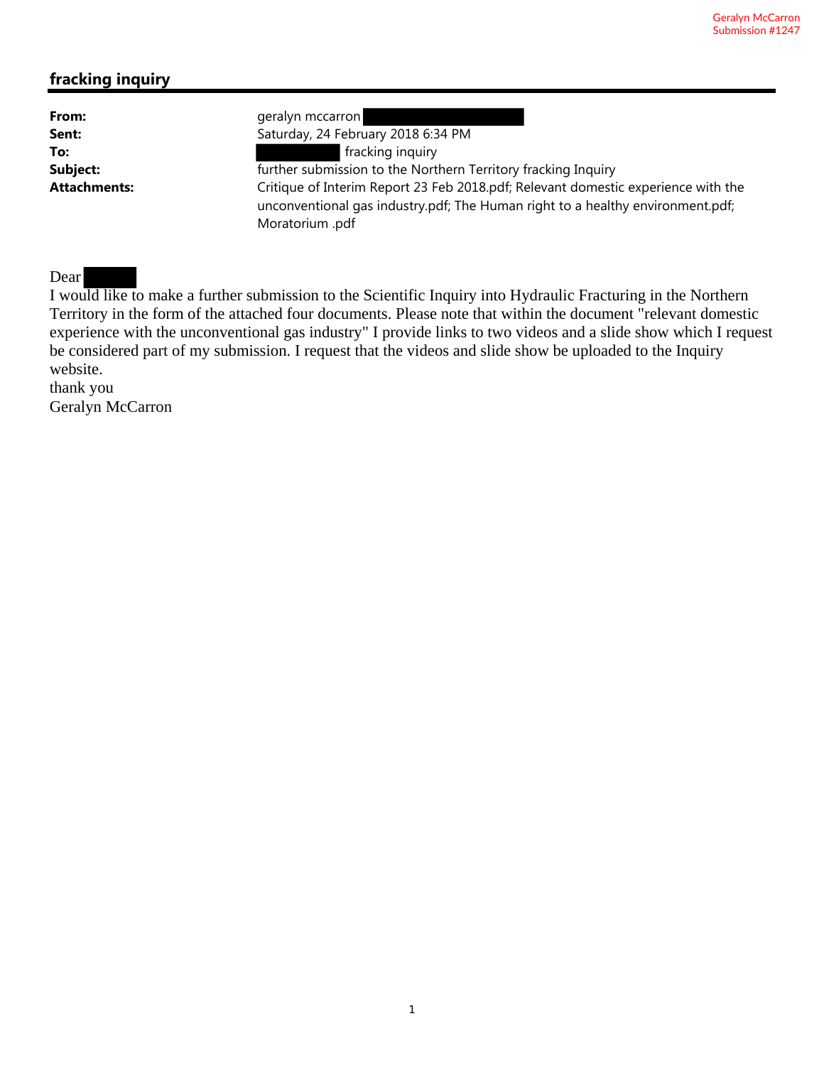Geralyn McCarron
Submission #1247

## fracking inquiry

**From:** geralyn mccarron
**Sent:** Saturday, 24 February 2018 6:34 PM
**To:** fracking inquiry
**Subject:** further submission to the Northern Territory fracking Inquiry
**Attachments:** Critique of Interim Report 23 Feb 2018.pdf; Relevant domestic experience with the unconventional gas industry.pdf; The Human right to a healthy environment.pdf; Moratorium .pdf

Dear

I would like to make a further submission to the Scientific Inquiry into Hydraulic Fracturing in the Northern Territory in the form of the attached four documents. Please note that within the document "relevant domestic experience with the unconventional gas industry" I provide links to two videos and a slide show which I request be considered part of my submission. I request that the videos and slide show be uploaded to the Inquiry website.

thank you

Geralyn McCarron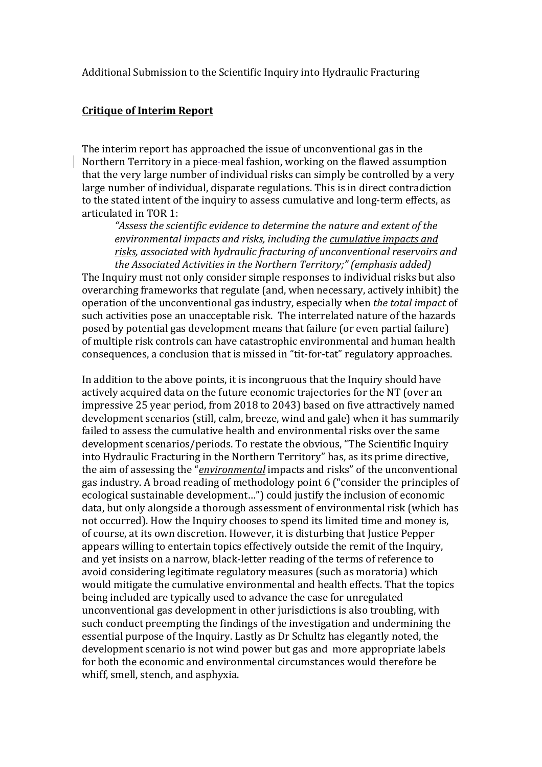Additional Submission to the Scientific Inquiry into Hydraulic Fracturing

## **Critique of Interim Report**

The interim report has approached the issue of unconventional gas in the Northern Territory in a piece-meal fashion, working on the flawed assumption that the very large number of individual risks can simply be controlled by a very large number of individual, disparate regulations. This is in direct contradiction to the stated intent of the inquiry to assess cumulative and long-term effects, as articulated in TOR 1:

> *"Assess the scientific evidence to determine the nature and extent of the environmental impacts and risks, including the cumulative impacts and risks, associated with hydraulic fracturing of unconventional reservoirs and the Associated Activities in the Northern Territory;" (emphasis added)*

The Inquiry must not only consider simple responses to individual risks but also overarching frameworks that regulate (and, when necessary, actively inhibit) the operation of the unconventional gas industry, especially when *the total impact* of such activities pose an unacceptable risk. The interrelated nature of the hazards posed by potential gas development means that failure (or even partial failure) of multiple risk controls can have catastrophic environmental and human health consequences, a conclusion that is missed in "tit-for-tat" regulatory approaches.

In addition to the above points, it is incongruous that the Inquiry should have actively acquired data on the future economic trajectories for the NT (over an impressive 25 year period, from 2018 to 2043) based on five attractively named development scenarios (still, calm, breeze, wind and gale) when it has summarily failed to assess the cumulative health and environmental risks over the same development scenarios/periods. To restate the obvious, "The Scientific Inquiry into Hydraulic Fracturing in the Northern Territory" has, as its prime directive, the aim of assessing the "***environmental*** impacts and risks" of the unconventional gas industry. A broad reading of methodology point 6 ("consider the principles of ecological sustainable development…") could justify the inclusion of economic data, but only alongside a thorough assessment of environmental risk (which has not occurred). How the Inquiry chooses to spend its limited time and money is, of course, at its own discretion. However, it is disturbing that Justice Pepper appears willing to entertain topics effectively outside the remit of the Inquiry, and yet insists on a narrow, black-letter reading of the terms of reference to avoid considering legitimate regulatory measures (such as moratoria) which would mitigate the cumulative environmental and health effects. That the topics being included are typically used to advance the case for unregulated unconventional gas development in other jurisdictions is also troubling, with such conduct preempting the findings of the investigation and undermining the essential purpose of the Inquiry. Lastly as Dr Schultz has elegantly noted, the development scenario is not wind power but gas and more appropriate labels for both the economic and environmental circumstances would therefore be whiff, smell, stench, and asphyxia.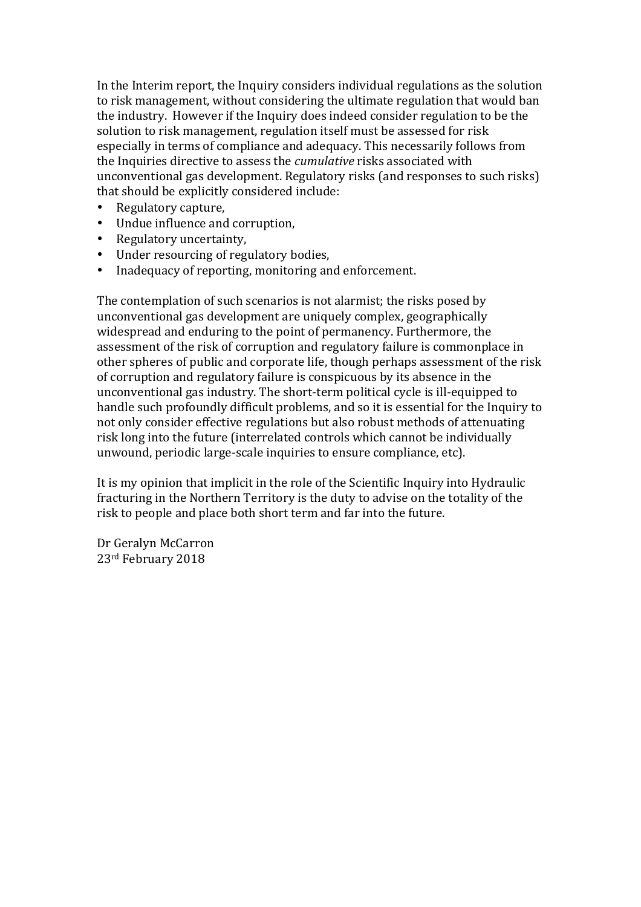In the Interim report, the Inquiry considers individual regulations as the solution to risk management, without considering the ultimate regulation that would ban the industry. However if the Inquiry does indeed consider regulation to be the solution to risk management, regulation itself must be assessed for risk especially in terms of compliance and adequacy. This necessarily follows from the Inquiries directive to assess the *cumulative* risks associated with unconventional gas development. Regulatory risks (and responses to such risks) that should be explicitly considered include:

- Regulatory capture,
- Undue influence and corruption,
- Regulatory uncertainty,
- Under resourcing of regulatory bodies,
- Inadequacy of reporting, monitoring and enforcement.

The contemplation of such scenarios is not alarmist; the risks posed by unconventional gas development are uniquely complex, geographically widespread and enduring to the point of permanency. Furthermore, the assessment of the risk of corruption and regulatory failure is commonplace in other spheres of public and corporate life, though perhaps assessment of the risk of corruption and regulatory failure is conspicuous by its absence in the unconventional gas industry. The short-term political cycle is ill-equipped to handle such profoundly difficult problems, and so it is essential for the Inquiry to not only consider effective regulations but also robust methods of attenuating risk long into the future (interrelated controls which cannot be individually unwound, periodic large-scale inquiries to ensure compliance, etc).

It is my opinion that implicit in the role of the Scientific Inquiry into Hydraulic fracturing in the Northern Territory is the duty to advise on the totality of the risk to people and place both short term and far into the future.

Dr Geralyn McCarron
23rd February 2018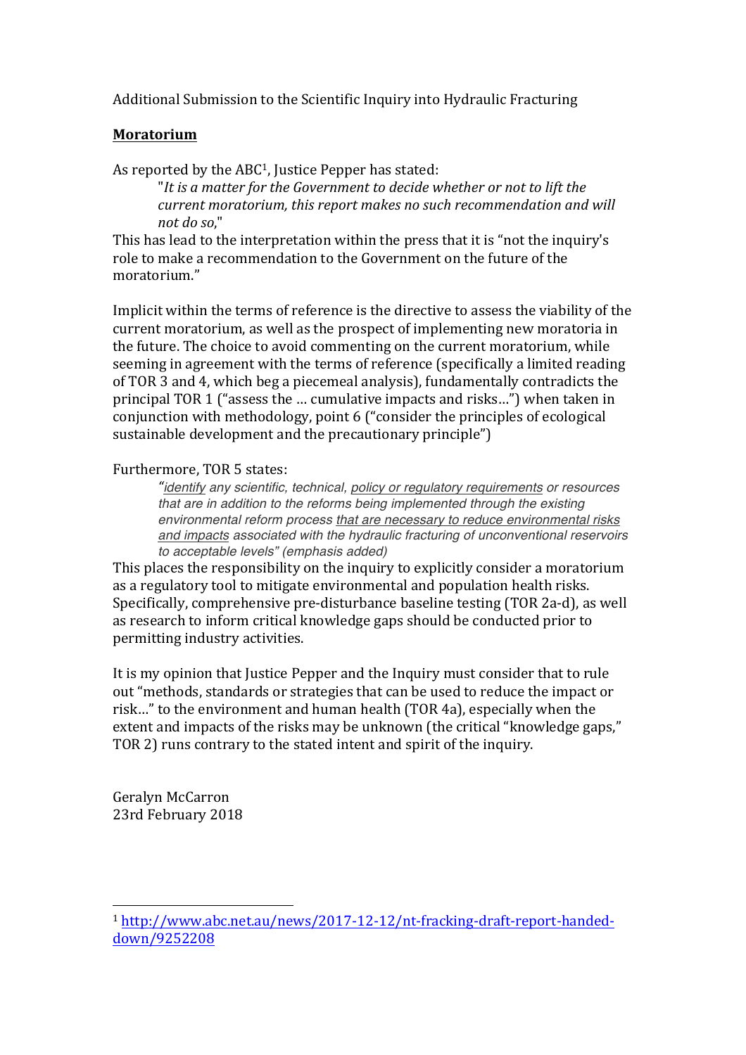Additional Submission to the Scientific Inquiry into Hydraulic Fracturing

**Moratorium**

As reported by the ABC[1], Justice Pepper has stated:

> "*It is a matter for the Government to decide whether or not to lift the current moratorium, this report makes no such recommendation and will not do so*,"

This has lead to the interpretation within the press that it is "not the inquiry's role to make a recommendation to the Government on the future of the moratorium."

Implicit within the terms of reference is the directive to assess the viability of the current moratorium, as well as the prospect of implementing new moratoria in the future. The choice to avoid commenting on the current moratorium, while seeming in agreement with the terms of reference (specifically a limited reading of TOR 3 and 4, which beg a piecemeal analysis), fundamentally contradicts the principal TOR 1 ("assess the … cumulative impacts and risks…") when taken in conjunction with methodology, point 6 ("consider the principles of ecological sustainable development and the precautionary principle")

Furthermore, TOR 5 states:

> *"identify any scientific, technical, policy or regulatory requirements or resources that are in addition to the reforms being implemented through the existing environmental reform process that are necessary to reduce environmental risks and impacts associated with the hydraulic fracturing of unconventional reservoirs to acceptable levels" (emphasis added)*

This places the responsibility on the inquiry to explicitly consider a moratorium as a regulatory tool to mitigate environmental and population health risks. Specifically, comprehensive pre-disturbance baseline testing (TOR 2a-d), as well as research to inform critical knowledge gaps should be conducted prior to permitting industry activities.

It is my opinion that Justice Pepper and the Inquiry must consider that to rule out "methods, standards or strategies that can be used to reduce the impact or risk…" to the environment and human health (TOR 4a), especially when the extent and impacts of the risks may be unknown (the critical "knowledge gaps," TOR 2) runs contrary to the stated intent and spirit of the inquiry.

Geralyn McCarron
23rd February 2018

---

[1] http://www.abc.net.au/news/2017-12-12/nt-fracking-draft-report-handed-down/9252208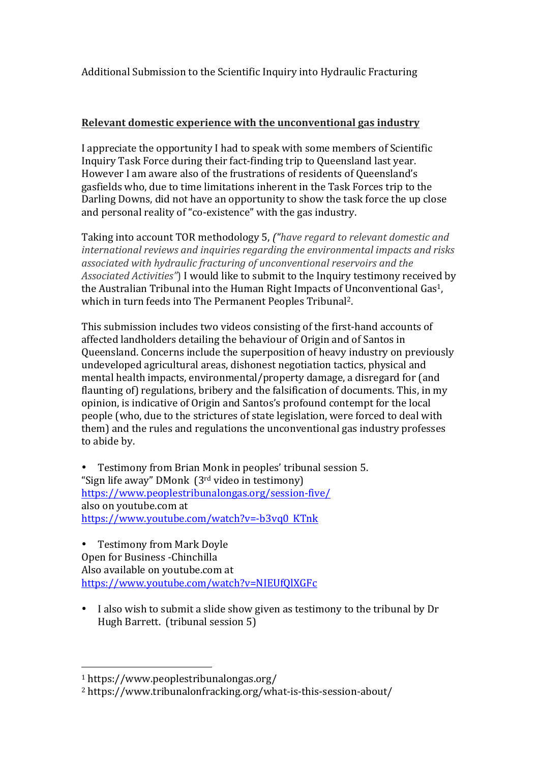Additional Submission to the Scientific Inquiry into Hydraulic Fracturing

**<u>Relevant domestic experience with the unconventional gas industry</u>**

I appreciate the opportunity I had to speak with some members of Scientific Inquiry Task Force during their fact-finding trip to Queensland last year. However I am aware also of the frustrations of residents of Queensland's gasfields who, due to time limitations inherent in the Task Forces trip to the Darling Downs, did not have an opportunity to show the task force the up close and personal reality of "co-existence" with the gas industry.

Taking into account TOR methodology 5, *("have regard to relevant domestic and international reviews and inquiries regarding the environmental impacts and risks associated with hydraulic fracturing of unconventional reservoirs and the Associated Activities")* I would like to submit to the Inquiry testimony received by the Australian Tribunal into the Human Right Impacts of Unconventional Gas[1], which in turn feeds into The Permanent Peoples Tribunal[2].

This submission includes two videos consisting of the first-hand accounts of affected landholders detailing the behaviour of Origin and of Santos in Queensland. Concerns include the superposition of heavy industry on previously undeveloped agricultural areas, dishonest negotiation tactics, physical and mental health impacts, environmental/property damage, a disregard for (and flaunting of) regulations, bribery and the falsification of documents. This, in my opinion, is indicative of Origin and Santos's profound contempt for the local people (who, due to the strictures of state legislation, were forced to deal with them) and the rules and regulations the unconventional gas industry professes to abide by.

- Testimony from Brian Monk in peoples' tribunal session 5.
"Sign life away" DMonk (3rd video in testimony)
https://www.peoplestribunalongas.org/session-five/
also on youtube.com at
https://www.youtube.com/watch?v=-b3vq0_KTnk

- Testimony from Mark Doyle
Open for Business -Chinchilla
Also available on youtube.com at
https://www.youtube.com/watch?v=NIEUfQlXGFc

- I also wish to submit a slide show given as testimony to the tribunal by Dr Hugh Barrett. (tribunal session 5)

---

[1] https://www.peoplestribunalongas.org/

[2] https://www.tribunalonfracking.org/what-is-this-session-about/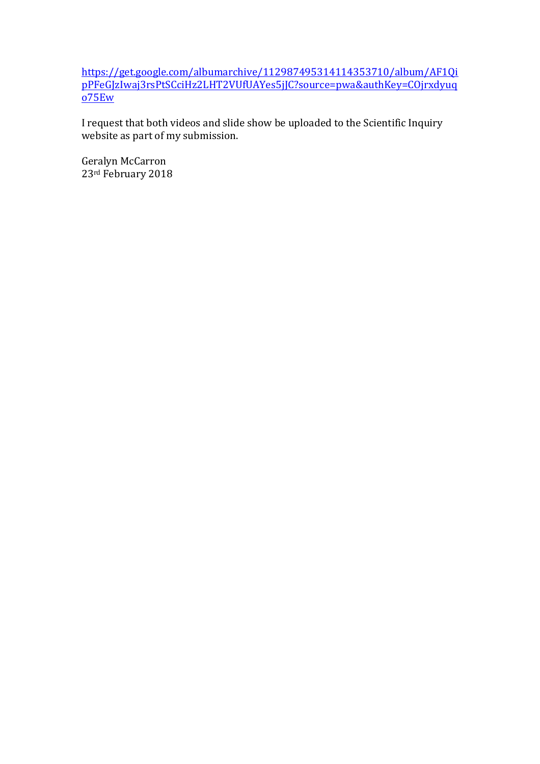[https://get.google.com/albumarchive/112987495314114353710/album/AF1QipPFeGJzIwaj3rsPtSCciHz2LHT2VUfUAYes5jJC?source=pwa&authKey=COjrxdyuqo75Ew](https://get.google.com/albumarchive/112987495314114353710/album/AF1QipPFeGJzIwaj3rsPtSCciHz2LHT2VUfUAYes5jJC?source=pwa&authKey=COjrxdyuqo75Ew)

I request that both videos and slide show be uploaded to the Scientific Inquiry website as part of my submission.

Geralyn McCarron
23rd February 2018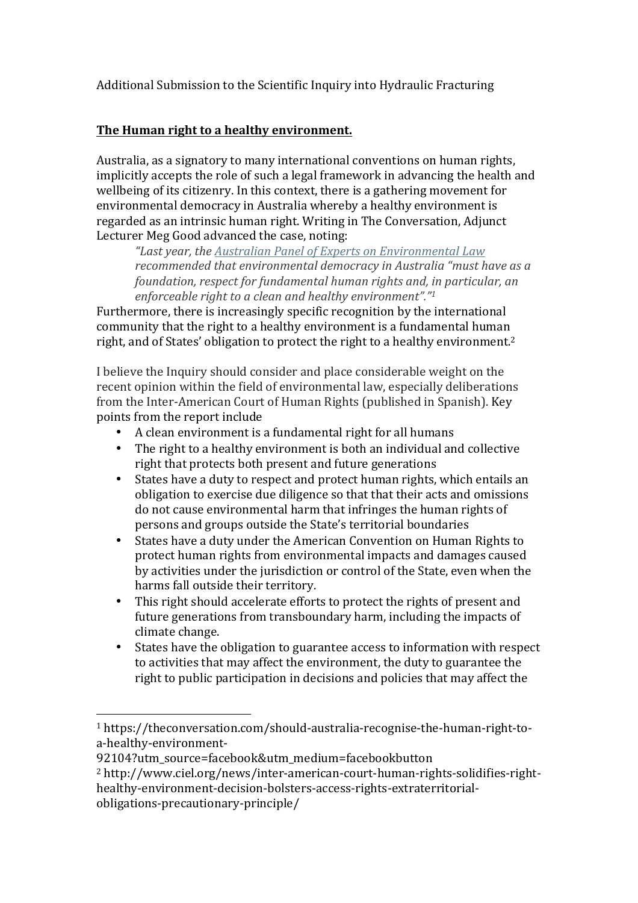Additional Submission to the Scientific Inquiry into Hydraulic Fracturing

**The Human right to a healthy environment.**

Australia, as a signatory to many international conventions on human rights, implicitly accepts the role of such a legal framework in advancing the health and wellbeing of its citizenry. In this context, there is a gathering movement for environmental democracy in Australia whereby a healthy environment is regarded as an intrinsic human right. Writing in The Conversation, Adjunct Lecturer Meg Good advanced the case, noting:

> *"Last year, the Australian Panel of Experts on Environmental Law recommended that environmental democracy in Australia "must have as a foundation, respect for fundamental human rights and, in particular, an enforceable right to a clean and healthy environment"."*[1]

Furthermore, there is increasingly specific recognition by the international community that the right to a healthy environment is a fundamental human right, and of States' obligation to protect the right to a healthy environment.[2]

I believe the Inquiry should consider and place considerable weight on the recent opinion within the field of environmental law, especially deliberations from the Inter-American Court of Human Rights (published in Spanish). Key points from the report include

- A clean environment is a fundamental right for all humans
- The right to a healthy environment is both an individual and collective right that protects both present and future generations
- States have a duty to respect and protect human rights, which entails an obligation to exercise due diligence so that that their acts and omissions do not cause environmental harm that infringes the human rights of persons and groups outside the State's territorial boundaries
- States have a duty under the American Convention on Human Rights to protect human rights from environmental impacts and damages caused by activities under the jurisdiction or control of the State, even when the harms fall outside their territory.
- This right should accelerate efforts to protect the rights of present and future generations from transboundary harm, including the impacts of climate change.
- States have the obligation to guarantee access to information with respect to activities that may affect the environment, the duty to guarantee the right to public participation in decisions and policies that may affect the

---

[1] https://theconversation.com/should-australia-recognise-the-human-right-to-a-healthy-environment-92104?utm_source=facebook&utm_medium=facebookbutton

[2] http://www.ciel.org/news/inter-american-court-human-rights-solidifies-right-healthy-environment-decision-bolsters-access-rights-extraterritorial-obligations-precautionary-principle/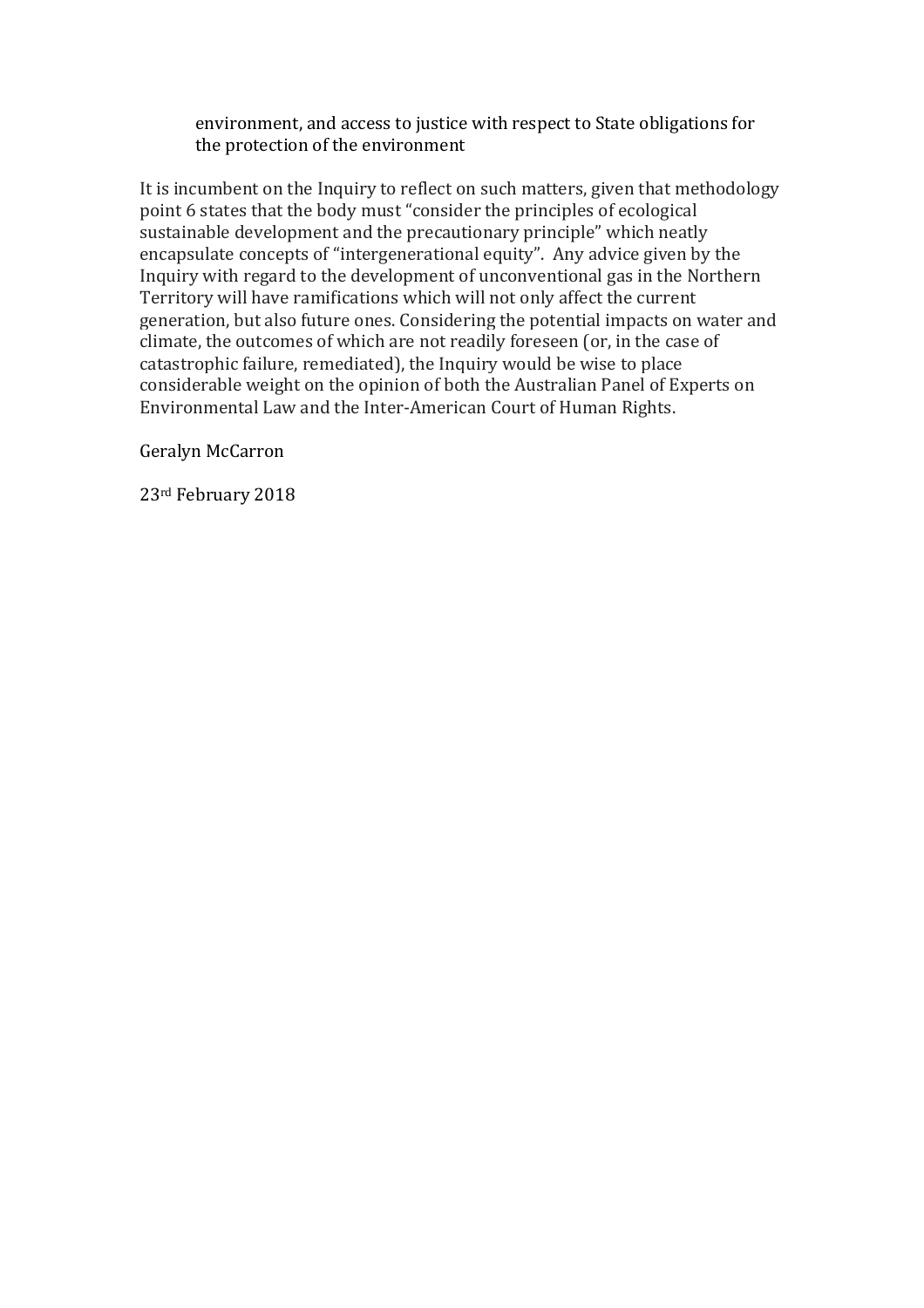> environment, and access to justice with respect to State obligations for the protection of the environment

It is incumbent on the Inquiry to reflect on such matters, given that methodology point 6 states that the body must "consider the principles of ecological sustainable development and the precautionary principle" which neatly encapsulate concepts of "intergenerational equity". Any advice given by the Inquiry with regard to the development of unconventional gas in the Northern Territory will have ramifications which will not only affect the current generation, but also future ones. Considering the potential impacts on water and climate, the outcomes of which are not readily foreseen (or, in the case of catastrophic failure, remediated), the Inquiry would be wise to place considerable weight on the opinion of both the Australian Panel of Experts on Environmental Law and the Inter-American Court of Human Rights.

Geralyn McCarron

23rd February 2018